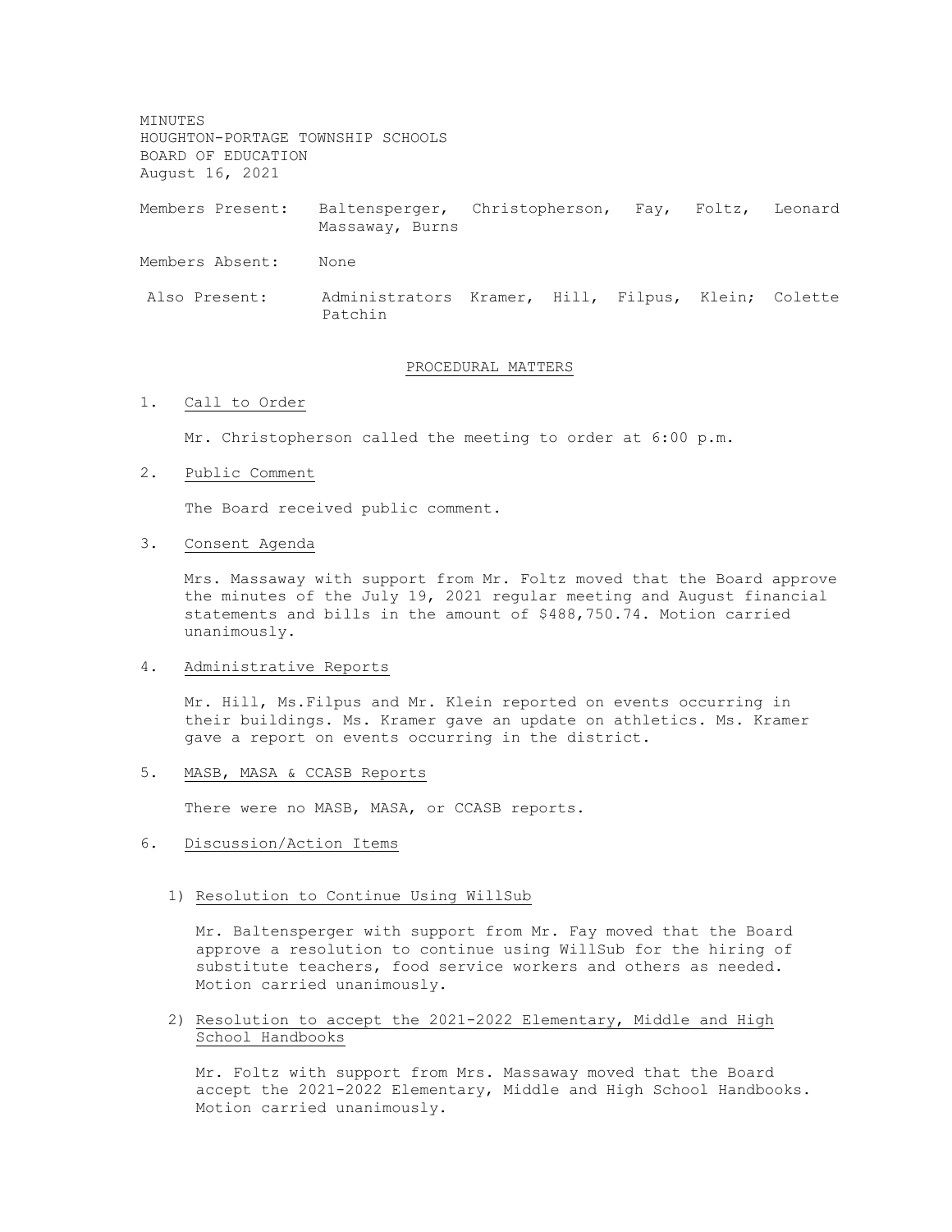MINUTES
HOUGHTON-PORTAGE TOWNSHIP SCHOOLS
BOARD OF EDUCATION
August 16, 2021

Members Present: Baltensperger, Christopherson, Fay, Foltz, Leonard Massaway, Burns

Members Absent: None

Also Present: Administrators Kramer, Hill, Filpus, Klein; Colette Patchin

## PROCEDURAL MATTERS

1. Call to Order

   Mr. Christopherson called the meeting to order at 6:00 p.m.

2. Public Comment

   The Board received public comment.

3. Consent Agenda

   Mrs. Massaway with support from Mr. Foltz moved that the Board approve the minutes of the July 19, 2021 regular meeting and August financial statements and bills in the amount of $488,750.74. Motion carried unanimously.

4. Administrative Reports

   Mr. Hill, Ms.Filpus and Mr. Klein reported on events occurring in their buildings. Ms. Kramer gave an update on athletics. Ms. Kramer gave a report on events occurring in the district.

5. MASB, MASA & CCASB Reports

   There were no MASB, MASA, or CCASB reports.

6. Discussion/Action Items

   1) Resolution to Continue Using WillSub

      Mr. Baltensperger with support from Mr. Fay moved that the Board approve a resolution to continue using WillSub for the hiring of substitute teachers, food service workers and others as needed. Motion carried unanimously.

   2) Resolution to accept the 2021-2022 Elementary, Middle and High School Handbooks

      Mr. Foltz with support from Mrs. Massaway moved that the Board accept the 2021-2022 Elementary, Middle and High School Handbooks. Motion carried unanimously.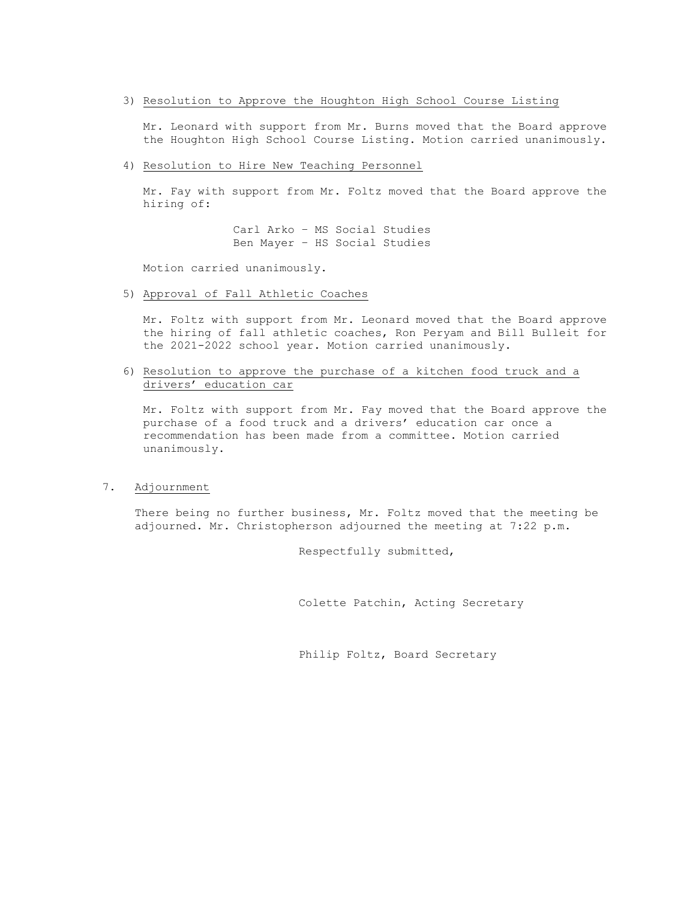3) <u>Resolution to Approve the Houghton High School Course Listing</u>

   Mr. Leonard with support from Mr. Burns moved that the Board approve the Houghton High School Course Listing. Motion carried unanimously.

4) <u>Resolution to Hire New Teaching Personnel</u>

   Mr. Fay with support from Mr. Foltz moved that the Board approve the hiring of:

   Carl Arko – MS Social Studies
   Ben Mayer – HS Social Studies

   Motion carried unanimously.

5) <u>Approval of Fall Athletic Coaches</u>

   Mr. Foltz with support from Mr. Leonard moved that the Board approve the hiring of fall athletic coaches, Ron Peryam and Bill Bulleit for the 2021-2022 school year. Motion carried unanimously.

6) <u>Resolution to approve the purchase of a kitchen food truck and a drivers' education car</u>

   Mr. Foltz with support from Mr. Fay moved that the Board approve the purchase of a food truck and a drivers' education car once a recommendation has been made from a committee. Motion carried unanimously.

7. <u>Adjournment</u>

There being no further business, Mr. Foltz moved that the meeting be adjourned. Mr. Christopherson adjourned the meeting at 7:22 p.m.

Respectfully submitted,

Colette Patchin, Acting Secretary

Philip Foltz, Board Secretary